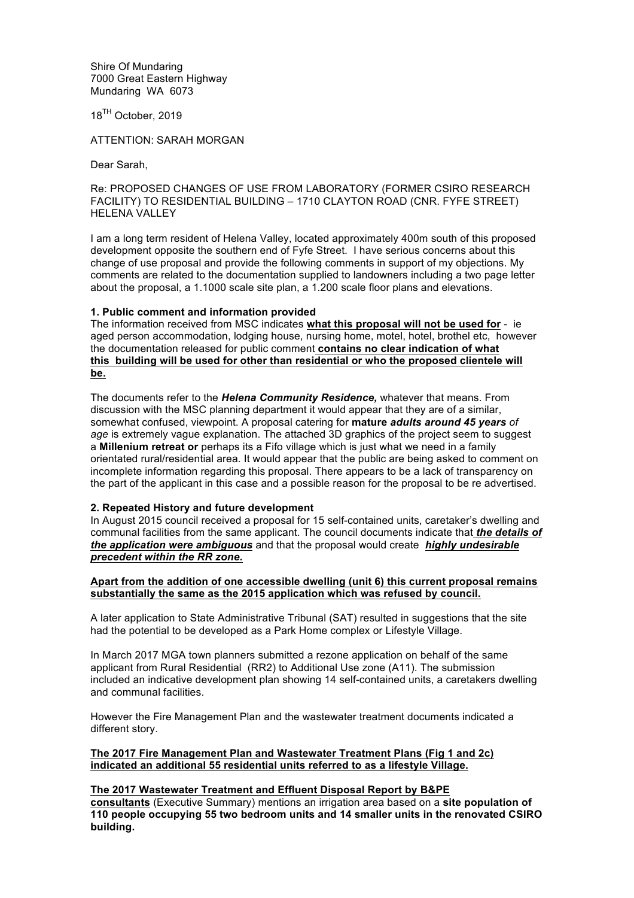Shire Of Mundaring
7000 Great Eastern Highway
Mundaring WA 6073

18[TH] October, 2019

ATTENTION: SARAH MORGAN

Dear Sarah,

Re: PROPOSED CHANGES OF USE FROM LABORATORY (FORMER CSIRO RESEARCH FACILITY) TO RESIDENTIAL BUILDING – 1710 CLAYTON ROAD (CNR. FYFE STREET) HELENA VALLEY

I am a long term resident of Helena Valley, located approximately 400m south of this proposed development opposite the southern end of Fyfe Street. I have serious concerns about this change of use proposal and provide the following comments in support of my objections. My comments are related to the documentation supplied to landowners including a two page letter about the proposal, a 1.1000 scale site plan, a 1.200 scale floor plans and elevations.

**1. Public comment and information provided**

The information received from MSC indicates **<u>what this proposal will not be used for</u>** - ie aged person accommodation, lodging house, nursing home, motel, hotel, brothel etc, however the documentation released for public comment **<u>contains no clear indication of what this building will be used for other than residential or who the proposed clientele will be.</u>**

The documents refer to the ***Helena Community Residence,*** whatever that means. From discussion with the MSC planning department it would appear that they are of a similar, somewhat confused, viewpoint. A proposal catering for **mature *adults around 45 years*** *of age* is extremely vague explanation. The attached 3D graphics of the project seem to suggest a **Millenium retreat or** perhaps its a Fifo village which is just what we need in a family orientated rural/residential area. It would appear that the public are being asked to comment on incomplete information regarding this proposal. There appears to be a lack of transparency on the part of the applicant in this case and a possible reason for the proposal to be re advertised.

**2. Repeated History and future development**

In August 2015 council received a proposal for 15 self-contained units, caretaker's dwelling and communal facilities from the same applicant. The council documents indicate that ***<u>the details of the application were ambiguous</u>*** and that the proposal would create ***<u>highly undesirable precedent within the RR zone.</u>***

**<u>Apart from the addition of one accessible dwelling (unit 6) this current proposal remains substantially the same as the 2015 application which was refused by council.</u>**

A later application to State Administrative Tribunal (SAT) resulted in suggestions that the site had the potential to be developed as a Park Home complex or Lifestyle Village.

In March 2017 MGA town planners submitted a rezone application on behalf of the same applicant from Rural Residential (RR2) to Additional Use zone (A11). The submission included an indicative development plan showing 14 self-contained units, a caretakers dwelling and communal facilities.

However the Fire Management Plan and the wastewater treatment documents indicated a different story.

**<u>The 2017 Fire Management Plan and Wastewater Treatment Plans (Fig 1 and 2c) indicated an additional 55 residential units referred to as a lifestyle Village.</u>**

**<u>The 2017 Wastewater Treatment and Effluent Disposal Report by B&PE consultants</u>** (Executive Summary) mentions an irrigation area based on a **site population of 110 people occupying 55 two bedroom units and 14 smaller units in the renovated CSIRO building.**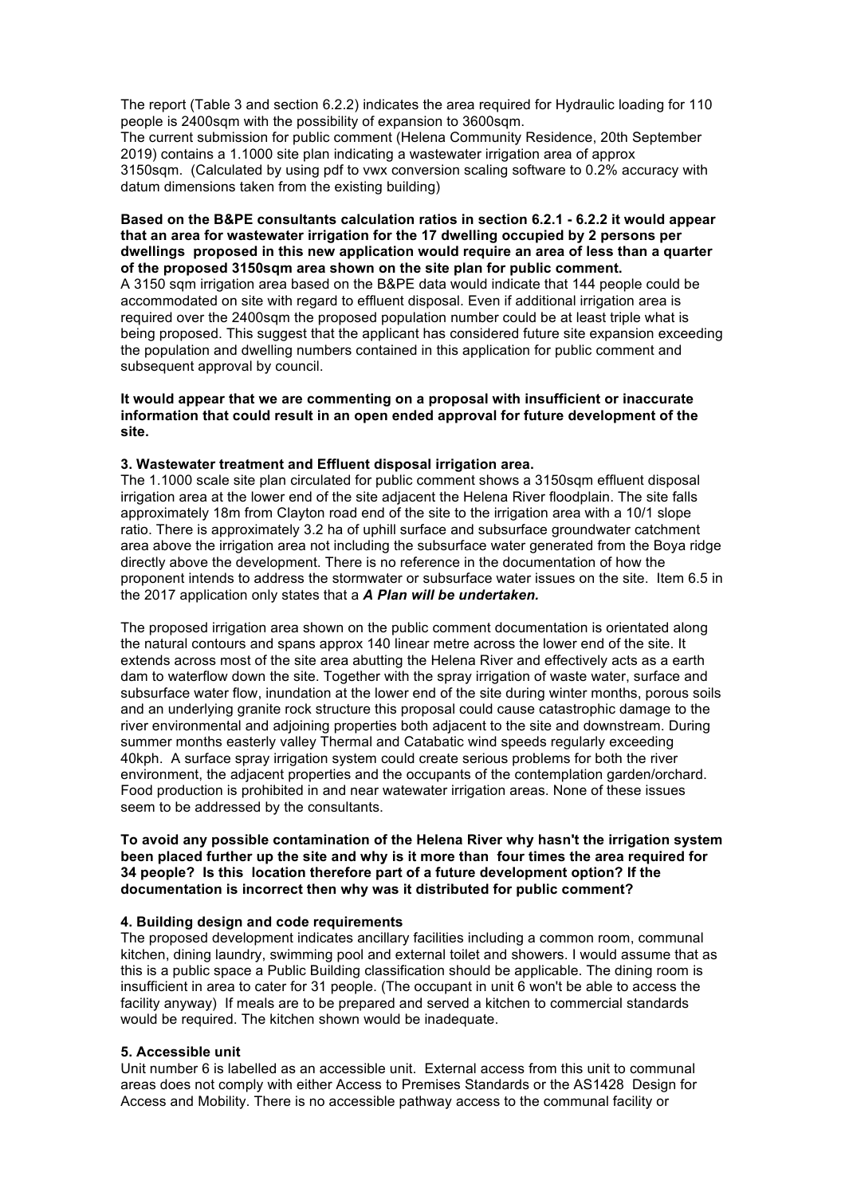The report (Table 3 and section 6.2.2) indicates the area required for Hydraulic loading for 110 people is 2400sqm with the possibility of expansion to 3600sqm.
The current submission for public comment (Helena Community Residence, 20th September 2019) contains a 1.1000 site plan indicating a wastewater irrigation area of approx 3150sqm. (Calculated by using pdf to vwx conversion scaling software to 0.2% accuracy with datum dimensions taken from the existing building)

**Based on the B&PE consultants calculation ratios in section 6.2.1 - 6.2.2 it would appear that an area for wastewater irrigation for the 17 dwelling occupied by 2 persons per dwellings proposed in this new application would require an area of less than a quarter of the proposed 3150sqm area shown on the site plan for public comment.**
A 3150 sqm irrigation area based on the B&PE data would indicate that 144 people could be accommodated on site with regard to effluent disposal. Even if additional irrigation area is required over the 2400sqm the proposed population number could be at least triple what is being proposed. This suggest that the applicant has considered future site expansion exceeding the population and dwelling numbers contained in this application for public comment and subsequent approval by council.

**It would appear that we are commenting on a proposal with insufficient or inaccurate information that could result in an open ended approval for future development of the site.**

### 3. Wastewater treatment and Effluent disposal irrigation area.

The 1.1000 scale site plan circulated for public comment shows a 3150sqm effluent disposal irrigation area at the lower end of the site adjacent the Helena River floodplain. The site falls approximately 18m from Clayton road end of the site to the irrigation area with a 10/1 slope ratio. There is approximately 3.2 ha of uphill surface and subsurface groundwater catchment area above the irrigation area not including the subsurface water generated from the Boya ridge directly above the development. There is no reference in the documentation of how the proponent intends to address the stormwater or subsurface water issues on the site. Item 6.5 in the 2017 application only states that a ***A Plan will be undertaken.***

The proposed irrigation area shown on the public comment documentation is orientated along the natural contours and spans approx 140 linear metre across the lower end of the site. It extends across most of the site area abutting the Helena River and effectively acts as a earth dam to waterflow down the site. Together with the spray irrigation of waste water, surface and subsurface water flow, inundation at the lower end of the site during winter months, porous soils and an underlying granite rock structure this proposal could cause catastrophic damage to the river environmental and adjoining properties both adjacent to the site and downstream. During summer months easterly valley Thermal and Catabatic wind speeds regularly exceeding 40kph. A surface spray irrigation system could create serious problems for both the river environment, the adjacent properties and the occupants of the contemplation garden/orchard. Food production is prohibited in and near watewater irrigation areas. None of these issues seem to be addressed by the consultants.

**To avoid any possible contamination of the Helena River why hasn't the irrigation system been placed further up the site and why is it more than four times the area required for 34 people? Is this location therefore part of a future development option? If the documentation is incorrect then why was it distributed for public comment?**

### 4. Building design and code requirements

The proposed development indicates ancillary facilities including a common room, communal kitchen, dining laundry, swimming pool and external toilet and showers. I would assume that as this is a public space a Public Building classification should be applicable. The dining room is insufficient in area to cater for 31 people. (The occupant in unit 6 won't be able to access the facility anyway) If meals are to be prepared and served a kitchen to commercial standards would be required. The kitchen shown would be inadequate.

### 5. Accessible unit

Unit number 6 is labelled as an accessible unit. External access from this unit to communal areas does not comply with either Access to Premises Standards or the AS1428 Design for Access and Mobility. There is no accessible pathway access to the communal facility or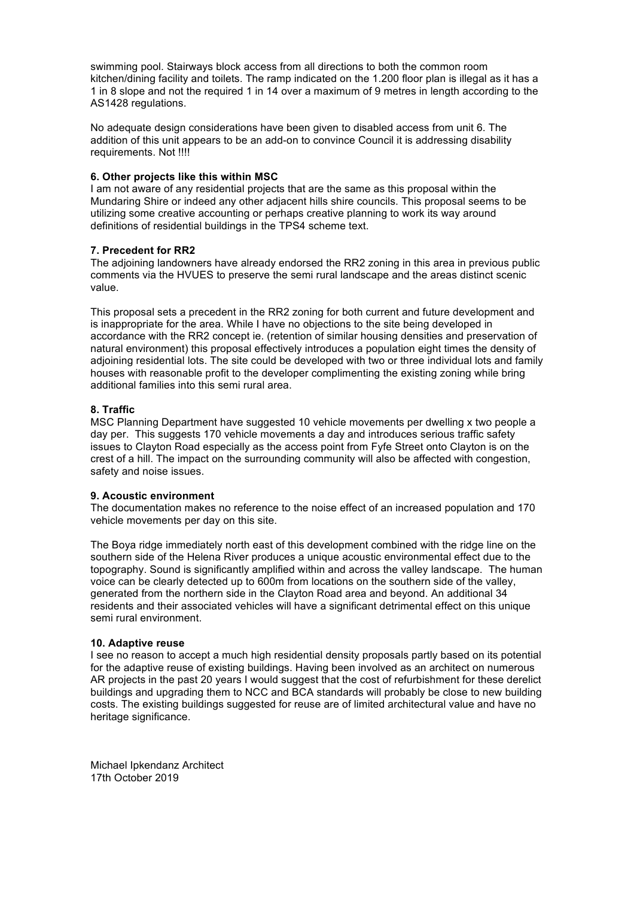swimming pool. Stairways block access from all directions to both the common room kitchen/dining facility and toilets. The ramp indicated on the 1.200 floor plan is illegal as it has a 1 in 8 slope and not the required 1 in 14 over a maximum of 9 metres in length according to the AS1428 regulations.

No adequate design considerations have been given to disabled access from unit 6. The addition of this unit appears to be an add-on to convince Council it is addressing disability requirements. Not !!!!

**6. Other projects like this within MSC**

I am not aware of any residential projects that are the same as this proposal within the Mundaring Shire or indeed any other adjacent hills shire councils. This proposal seems to be utilizing some creative accounting or perhaps creative planning to work its way around definitions of residential buildings in the TPS4 scheme text.

**7. Precedent for RR2**

The adjoining landowners have already endorsed the RR2 zoning in this area in previous public comments via the HVUES to preserve the semi rural landscape and the areas distinct scenic value.

This proposal sets a precedent in the RR2 zoning for both current and future development and is inappropriate for the area. While I have no objections to the site being developed in accordance with the RR2 concept ie. (retention of similar housing densities and preservation of natural environment) this proposal effectively introduces a population eight times the density of adjoining residential lots. The site could be developed with two or three individual lots and family houses with reasonable profit to the developer complimenting the existing zoning while bring additional families into this semi rural area.

**8. Traffic**

MSC Planning Department have suggested 10 vehicle movements per dwelling x two people a day per. This suggests 170 vehicle movements a day and introduces serious traffic safety issues to Clayton Road especially as the access point from Fyfe Street onto Clayton is on the crest of a hill. The impact on the surrounding community will also be affected with congestion, safety and noise issues.

**9. Acoustic environment**

The documentation makes no reference to the noise effect of an increased population and 170 vehicle movements per day on this site.

The Boya ridge immediately north east of this development combined with the ridge line on the southern side of the Helena River produces a unique acoustic environmental effect due to the topography. Sound is significantly amplified within and across the valley landscape. The human voice can be clearly detected up to 600m from locations on the southern side of the valley, generated from the northern side in the Clayton Road area and beyond. An additional 34 residents and their associated vehicles will have a significant detrimental effect on this unique semi rural environment.

**10. Adaptive reuse**

I see no reason to accept a much high residential density proposals partly based on its potential for the adaptive reuse of existing buildings. Having been involved as an architect on numerous AR projects in the past 20 years I would suggest that the cost of refurbishment for these derelict buildings and upgrading them to NCC and BCA standards will probably be close to new building costs. The existing buildings suggested for reuse are of limited architectural value and have no heritage significance.

Michael Ipkendanz Architect
17th October 2019